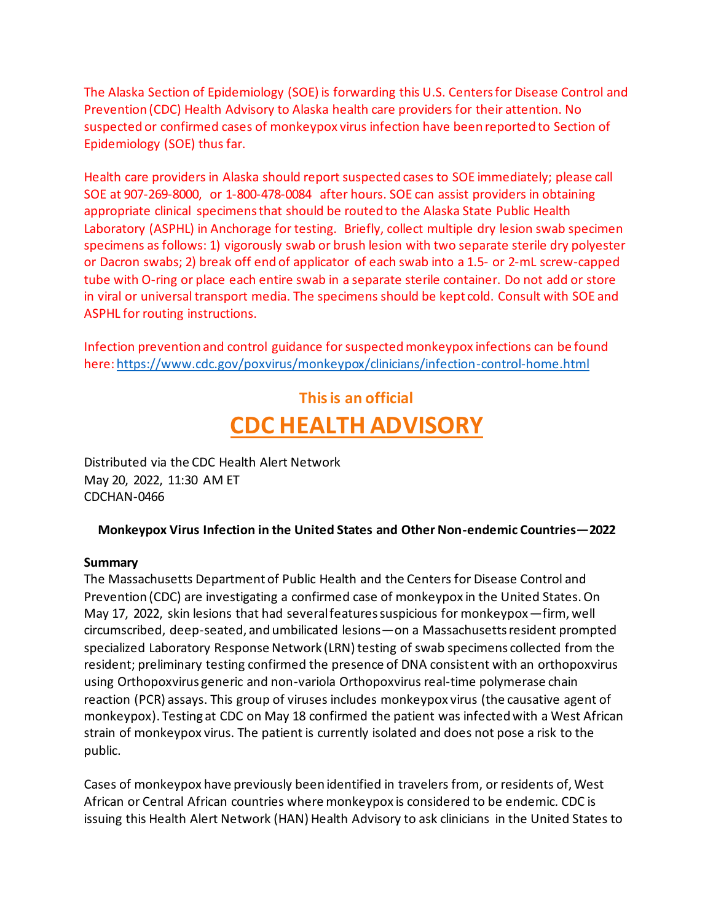The Alaska Section of Epidemiology (SOE) is forwarding this U.S. Centers for Disease Control and Prevention (CDC) Health Advisory to Alaska health care providers for their attention. No suspected or confirmed cases of monkeypox virus infection have been reported to Section of Epidemiology (SOE) thus far.

Health care providers in Alaska should report suspected cases to SOE immediately; please call SOE at 907-269-8000, or 1-800-478-0084 after hours. SOE can assist providers in obtaining appropriate clinical specimens that should be routed to the Alaska State Public Health Laboratory (ASPHL) in Anchorage for testing. Briefly, collect multiple dry lesion swab specimen specimens as follows: 1) vigorously swab or brush lesion with two separate sterile dry polyester or Dacron swabs; 2) break off end of applicator of each swab into a 1.5- or 2-mL screw-capped tube with O-ring or place each entire swab in a separate sterile container. Do not add or store in viral or universal transport media. The specimens should be kept cold. Consult with SOE and ASPHL for routing instructions.

Infection prevention and control guidance for suspected monkeypox infections can be found here: https://www.cdc.gov/poxvirus/monkeypox/clinicians/infection-control-home.html

**This is an official**

# CDC HEALTH ADVISORY

Distributed via the CDC Health Alert Network
May 20, 2022, 11:30 AM ET
CDCHAN-0466

**Monkeypox Virus Infection in the United States and Other Non-endemic Countries—2022**

**Summary**

The Massachusetts Department of Public Health and the Centers for Disease Control and Prevention (CDC) are investigating a confirmed case of monkeypox in the United States. On May 17, 2022, skin lesions that had several features suspicious for monkeypox—firm, well circumscribed, deep-seated, and umbilicated lesions—on a Massachusetts resident prompted specialized Laboratory Response Network (LRN) testing of swab specimens collected from the resident; preliminary testing confirmed the presence of DNA consistent with an orthopoxvirus using Orthopoxvirus generic and non-variola Orthopoxvirus real-time polymerase chain reaction (PCR) assays. This group of viruses includes monkeypox virus (the causative agent of monkeypox). Testing at CDC on May 18 confirmed the patient was infected with a West African strain of monkeypox virus. The patient is currently isolated and does not pose a risk to the public.

Cases of monkeypox have previously been identified in travelers from, or residents of, West African or Central African countries where monkeypox is considered to be endemic. CDC is issuing this Health Alert Network (HAN) Health Advisory to ask clinicians in the United States to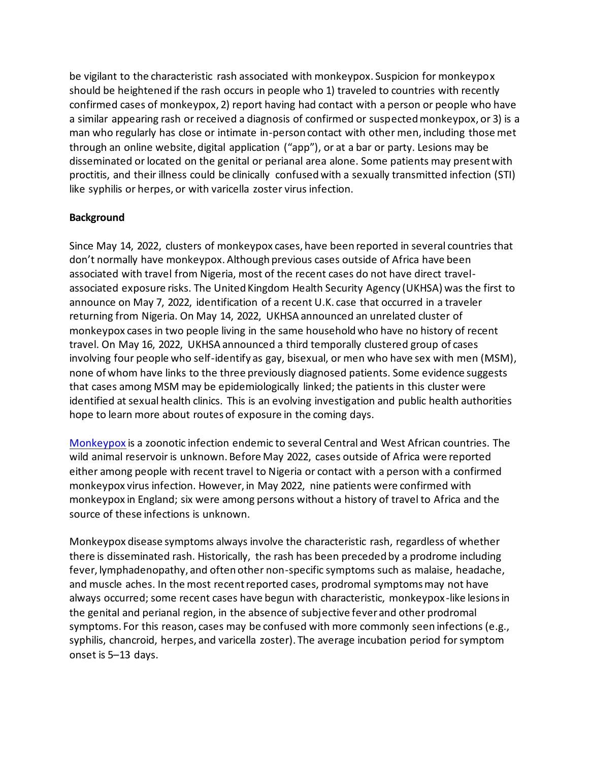be vigilant to the characteristic rash associated with monkeypox. Suspicion for monkeypox should be heightened if the rash occurs in people who 1) traveled to countries with recently confirmed cases of monkeypox, 2) report having had contact with a person or people who have a similar appearing rash or received a diagnosis of confirmed or suspected monkeypox, or 3) is a man who regularly has close or intimate in-person contact with other men, including those met through an online website, digital application ("app"), or at a bar or party. Lesions may be disseminated or located on the genital or perianal area alone. Some patients may present with proctitis, and their illness could be clinically confused with a sexually transmitted infection (STI) like syphilis or herpes, or with varicella zoster virus infection.

**Background**

Since May 14, 2022, clusters of monkeypox cases, have been reported in several countries that don't normally have monkeypox. Although previous cases outside of Africa have been associated with travel from Nigeria, most of the recent cases do not have direct travel-associated exposure risks. The United Kingdom Health Security Agency (UKHSA) was the first to announce on May 7, 2022, identification of a recent U.K. case that occurred in a traveler returning from Nigeria. On May 14, 2022, UKHSA announced an unrelated cluster of monkeypox cases in two people living in the same household who have no history of recent travel. On May 16, 2022, UKHSA announced a third temporally clustered group of cases involving four people who self-identify as gay, bisexual, or men who have sex with men (MSM), none of whom have links to the three previously diagnosed patients. Some evidence suggests that cases among MSM may be epidemiologically linked; the patients in this cluster were identified at sexual health clinics. This is an evolving investigation and public health authorities hope to learn more about routes of exposure in the coming days.

Monkeypox is a zoonotic infection endemic to several Central and West African countries. The wild animal reservoir is unknown. Before May 2022, cases outside of Africa were reported either among people with recent travel to Nigeria or contact with a person with a confirmed monkeypox virus infection. However, in May 2022, nine patients were confirmed with monkeypox in England; six were among persons without a history of travel to Africa and the source of these infections is unknown.

Monkeypox disease symptoms always involve the characteristic rash, regardless of whether there is disseminated rash. Historically, the rash has been preceded by a prodrome including fever, lymphadenopathy, and often other non-specific symptoms such as malaise, headache, and muscle aches. In the most recent reported cases, prodromal symptoms may not have always occurred; some recent cases have begun with characteristic, monkeypox-like lesions in the genital and perianal region, in the absence of subjective fever and other prodromal symptoms. For this reason, cases may be confused with more commonly seen infections (e.g., syphilis, chancroid, herpes, and varicella zoster). The average incubation period for symptom onset is 5–13 days.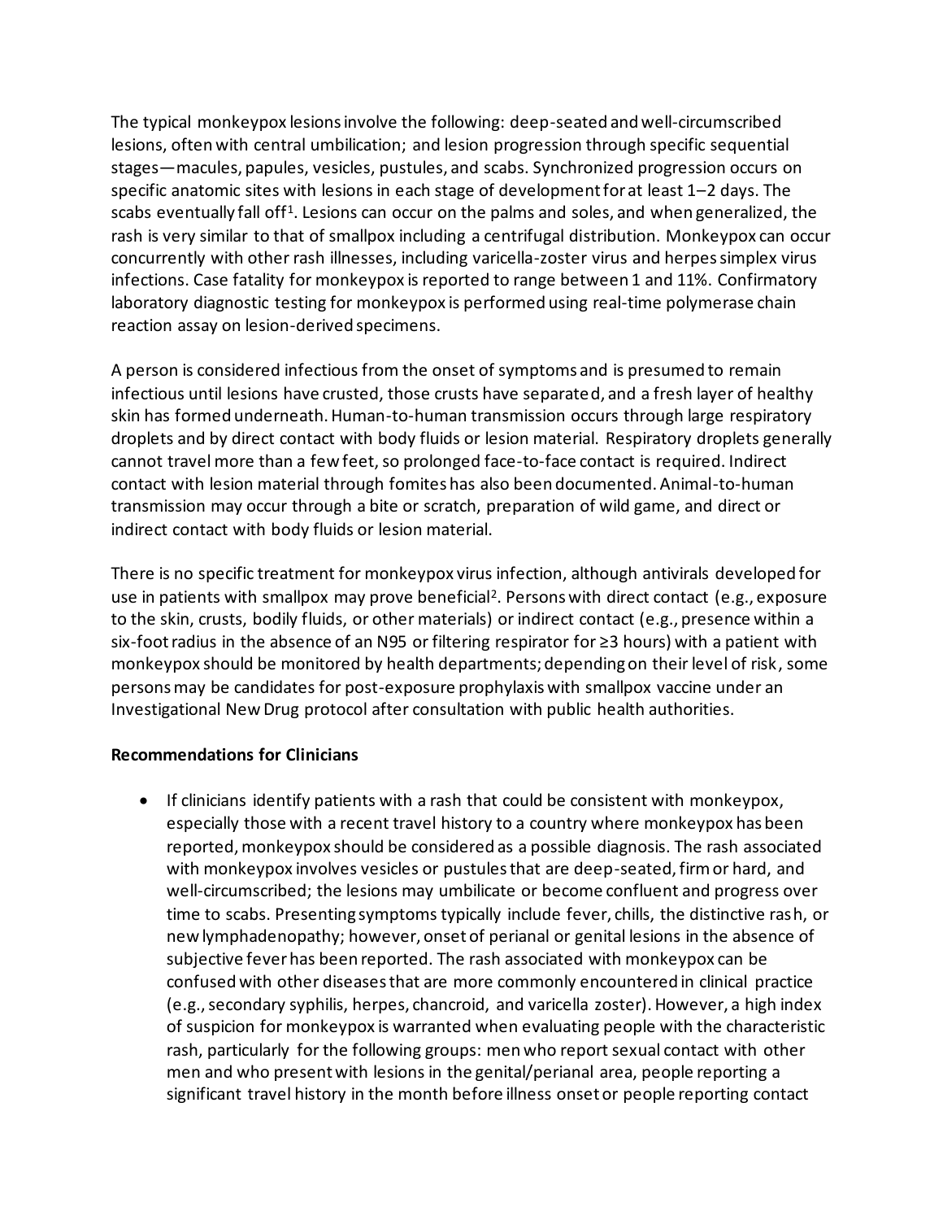The typical monkeypox lesions involve the following: deep-seated and well-circumscribed lesions, often with central umbilication; and lesion progression through specific sequential stages—macules, papules, vesicles, pustules, and scabs. Synchronized progression occurs on specific anatomic sites with lesions in each stage of development for at least 1–2 days. The scabs eventually fall off[1]. Lesions can occur on the palms and soles, and when generalized, the rash is very similar to that of smallpox including a centrifugal distribution. Monkeypox can occur concurrently with other rash illnesses, including varicella-zoster virus and herpes simplex virus infections. Case fatality for monkeypox is reported to range between 1 and 11%. Confirmatory laboratory diagnostic testing for monkeypox is performed using real-time polymerase chain reaction assay on lesion-derived specimens.

A person is considered infectious from the onset of symptoms and is presumed to remain infectious until lesions have crusted, those crusts have separated, and a fresh layer of healthy skin has formed underneath. Human-to-human transmission occurs through large respiratory droplets and by direct contact with body fluids or lesion material. Respiratory droplets generally cannot travel more than a few feet, so prolonged face-to-face contact is required. Indirect contact with lesion material through fomites has also been documented. Animal-to-human transmission may occur through a bite or scratch, preparation of wild game, and direct or indirect contact with body fluids or lesion material.

There is no specific treatment for monkeypox virus infection, although antivirals developed for use in patients with smallpox may prove beneficial[2]. Persons with direct contact (e.g., exposure to the skin, crusts, bodily fluids, or other materials) or indirect contact (e.g., presence within a six-foot radius in the absence of an N95 or filtering respirator for ≥3 hours) with a patient with monkeypox should be monitored by health departments; depending on their level of risk, some persons may be candidates for post-exposure prophylaxis with smallpox vaccine under an Investigational New Drug protocol after consultation with public health authorities.

**Recommendations for Clinicians**

- If clinicians identify patients with a rash that could be consistent with monkeypox, especially those with a recent travel history to a country where monkeypox has been reported, monkeypox should be considered as a possible diagnosis. The rash associated with monkeypox involves vesicles or pustules that are deep-seated, firm or hard, and well-circumscribed; the lesions may umbilicate or become confluent and progress over time to scabs. Presenting symptoms typically include fever, chills, the distinctive rash, or new lymphadenopathy; however, onset of perianal or genital lesions in the absence of subjective fever has been reported. The rash associated with monkeypox can be confused with other diseases that are more commonly encountered in clinical practice (e.g., secondary syphilis, herpes, chancroid, and varicella zoster). However, a high index of suspicion for monkeypox is warranted when evaluating people with the characteristic rash, particularly for the following groups: men who report sexual contact with other men and who present with lesions in the genital/perianal area, people reporting a significant travel history in the month before illness onset or people reporting contact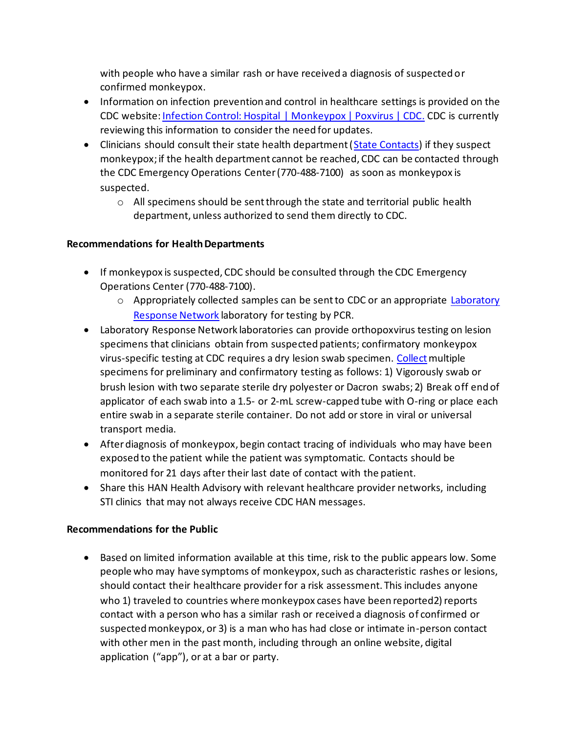with people who have a similar rash or have received a diagnosis of suspected or confirmed monkeypox.

- Information on infection prevention and control in healthcare settings is provided on the CDC website: [Infection Control: Hospital | Monkeypox | Poxvirus | CDC.](#) CDC is currently reviewing this information to consider the need for updates.
- Clinicians should consult their state health department ([State Contacts](#)) if they suspect monkeypox; if the health department cannot be reached, CDC can be contacted through the CDC Emergency Operations Center (770-488-7100) as soon as monkeypox is suspected.
    - All specimens should be sent through the state and territorial public health department, unless authorized to send them directly to CDC.

**Recommendations for Health Departments**

- If monkeypox is suspected, CDC should be consulted through the CDC Emergency Operations Center (770-488-7100).
    - Appropriately collected samples can be sent to CDC or an appropriate [Laboratory Response Network](#) laboratory for testing by PCR.
- Laboratory Response Network laboratories can provide orthopoxvirus testing on lesion specimens that clinicians obtain from suspected patients; confirmatory monkeypox virus-specific testing at CDC requires a dry lesion swab specimen. [Collect](#) multiple specimens for preliminary and confirmatory testing as follows: 1) Vigorously swab or brush lesion with two separate sterile dry polyester or Dacron swabs; 2) Break off end of applicator of each swab into a 1.5- or 2-mL screw-capped tube with O-ring or place each entire swab in a separate sterile container. Do not add or store in viral or universal transport media.
- After diagnosis of monkeypox, begin contact tracing of individuals who may have been exposed to the patient while the patient was symptomatic. Contacts should be monitored for 21 days after their last date of contact with the patient.
- Share this HAN Health Advisory with relevant healthcare provider networks, including STI clinics that may not always receive CDC HAN messages.

**Recommendations for the Public**

- Based on limited information available at this time, risk to the public appears low. Some people who may have symptoms of monkeypox, such as characteristic rashes or lesions, should contact their healthcare provider for a risk assessment. This includes anyone who 1) traveled to countries where monkeypox cases have been reported2) reports contact with a person who has a similar rash or received a diagnosis of confirmed or suspected monkeypox, or 3) is a man who has had close or intimate in-person contact with other men in the past month, including through an online website, digital application ("app"), or at a bar or party.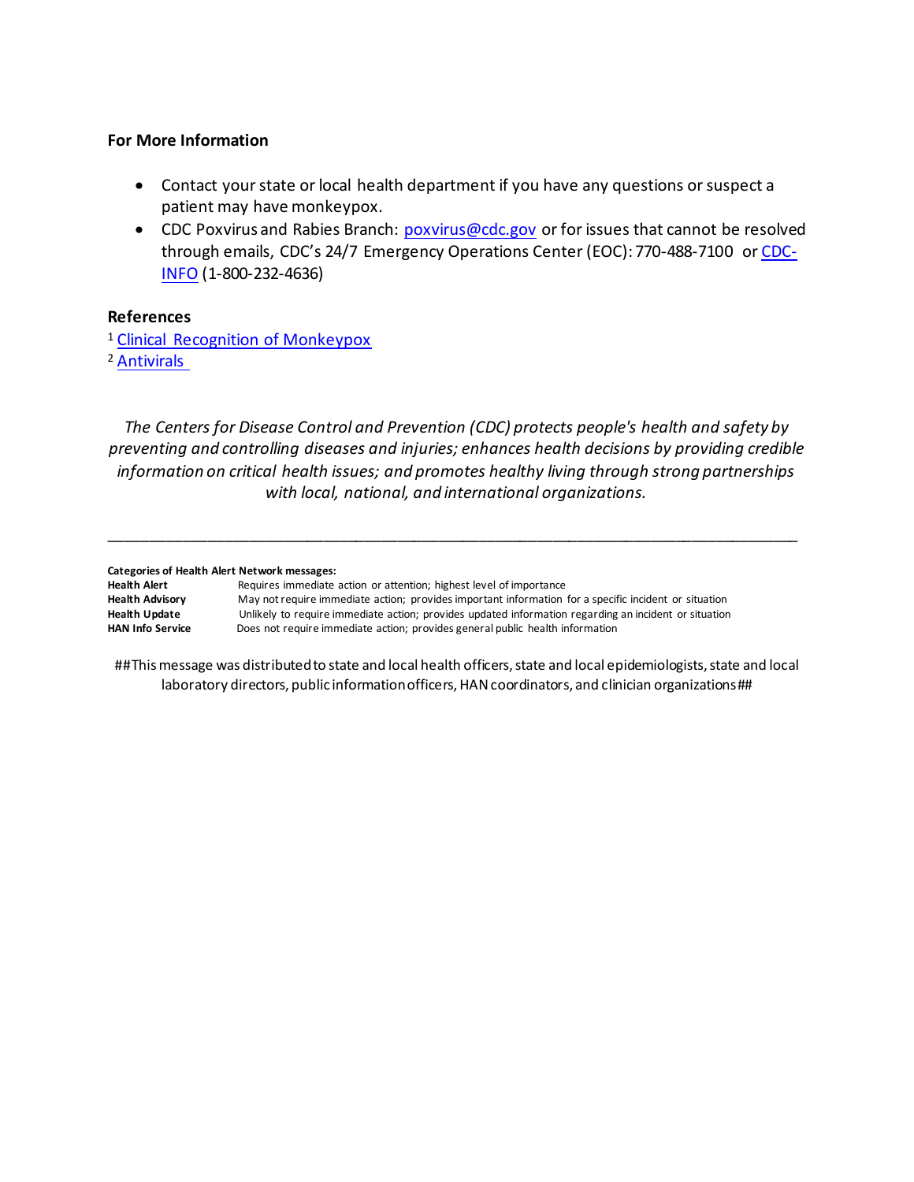### For More Information

- Contact your state or local health department if you have any questions or suspect a patient may have monkeypox.
- CDC Poxvirus and Rabies Branch: poxvirus@cdc.gov or for issues that cannot be resolved through emails, CDC's 24/7 Emergency Operations Center (EOC): 770-488-7100 or CDC-INFO (1-800-232-4636)

### References

[1] Clinical Recognition of Monkeypox
[2] Antivirals

*The Centers for Disease Control and Prevention (CDC) protects people's health and safety by preventing and controlling diseases and injuries; enhances health decisions by providing credible information on critical health issues; and promotes healthy living through strong partnerships with local, national, and international organizations.*

---

**Categories of Health Alert Network messages:**

| | |
|---|---|
| **Health Alert** | Requires immediate action or attention; highest level of importance |
| **Health Advisory** | May not require immediate action; provides important information for a specific incident or situation |
| **Health Update** | Unlikely to require immediate action; provides updated information regarding an incident or situation |
| **HAN Info Service** | Does not require immediate action; provides general public health information |

##This message was distributed to state and local health officers, state and local epidemiologists, state and local laboratory directors, public information officers, HAN coordinators, and clinician organizations##